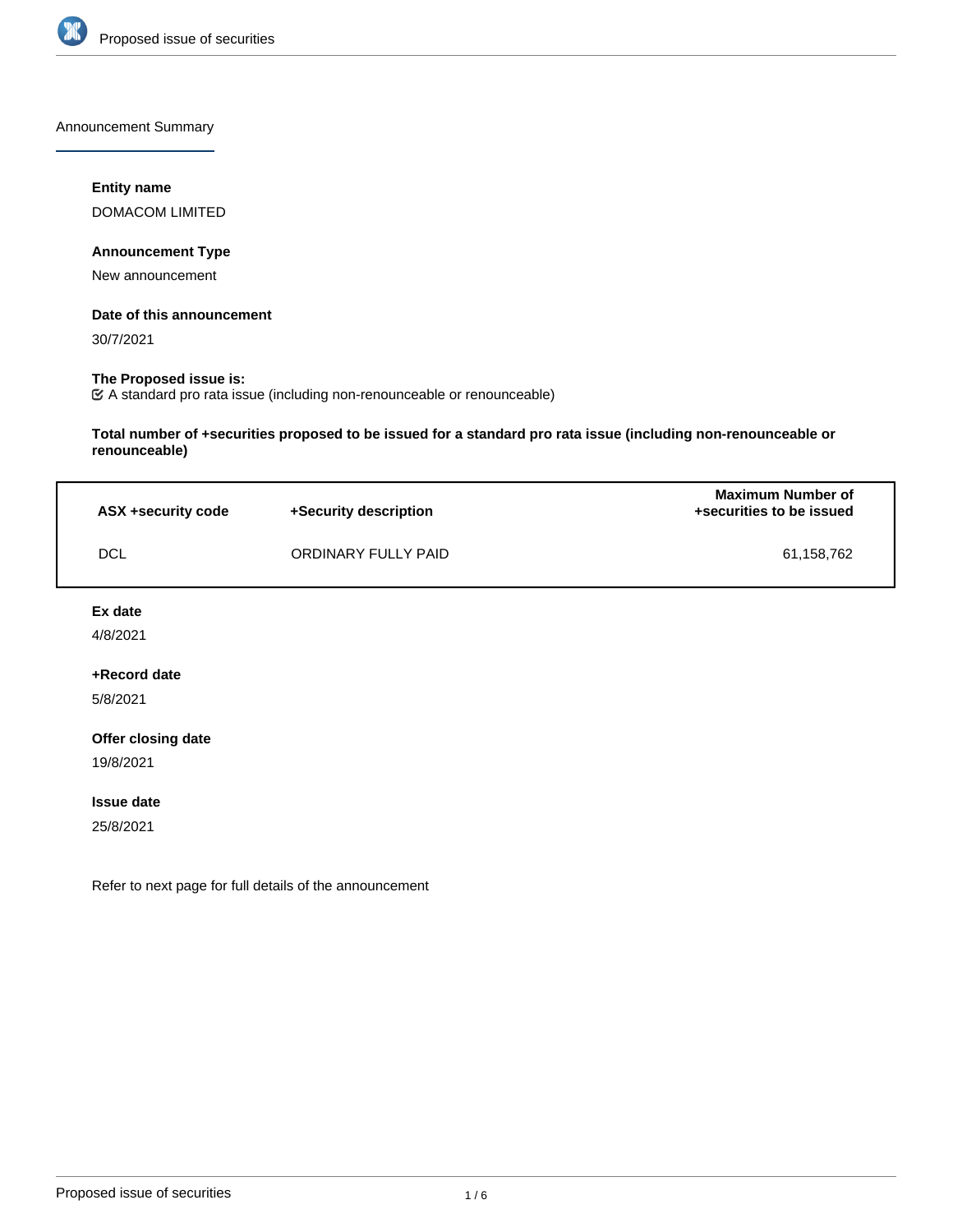## Announcement Summary

**Entity name**

DOMACOM LIMITED

**Announcement Type**

New announcement

**Date of this announcement**

30/7/2021

**The Proposed issue is:**

☑ A standard pro rata issue (including non-renounceable or renounceable)

**Total number of +securities proposed to be issued for a standard pro rata issue (including non-renounceable or renounceable)**

| ASX +security code | +Security description | Maximum Number of +securities to be issued |
| --- | --- | --- |
| DCL | ORDINARY FULLY PAID | 61,158,762 |

**Ex date**

4/8/2021

**+Record date**

5/8/2021

**Offer closing date**

19/8/2021

**Issue date**

25/8/2021

Refer to next page for full details of the announcement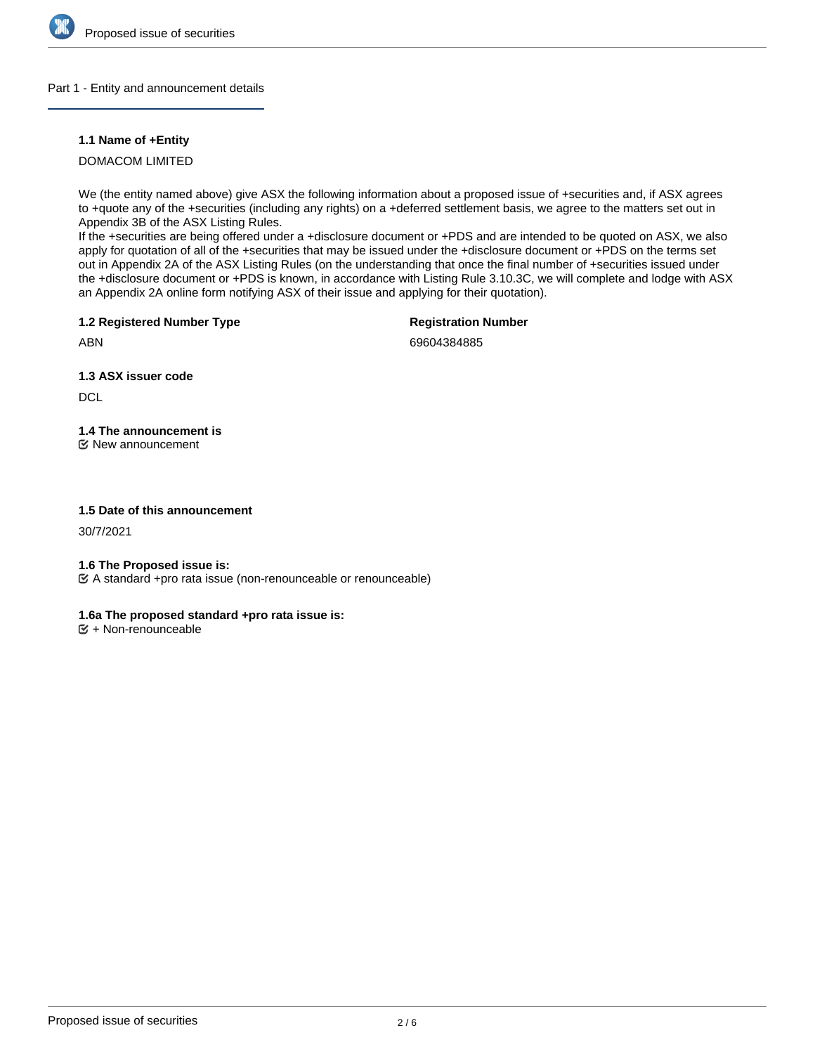## Part 1 - Entity and announcement details

### 1.1 Name of +Entity

DOMACOM LIMITED

We (the entity named above) give ASX the following information about a proposed issue of +securities and, if ASX agrees to +quote any of the +securities (including any rights) on a +deferred settlement basis, we agree to the matters set out in Appendix 3B of the ASX Listing Rules.
If the +securities are being offered under a +disclosure document or +PDS and are intended to be quoted on ASX, we also apply for quotation of all of the +securities that may be issued under the +disclosure document or +PDS on the terms set out in Appendix 2A of the ASX Listing Rules (on the understanding that once the final number of +securities issued under the +disclosure document or +PDS is known, in accordance with Listing Rule 3.10.3C, we will complete and lodge with ASX an Appendix 2A online form notifying ASX of their issue and applying for their quotation).

### 1.2 Registered Number Type

ABN

**Registration Number**

69604384885

### 1.3 ASX issuer code

DCL

### 1.4 The announcement is

☑ New announcement

### 1.5 Date of this announcement

30/7/2021

### 1.6 The Proposed issue is:

☑ A standard +pro rata issue (non-renounceable or renounceable)

### 1.6a The proposed standard +pro rata issue is:

☑ + Non-renounceable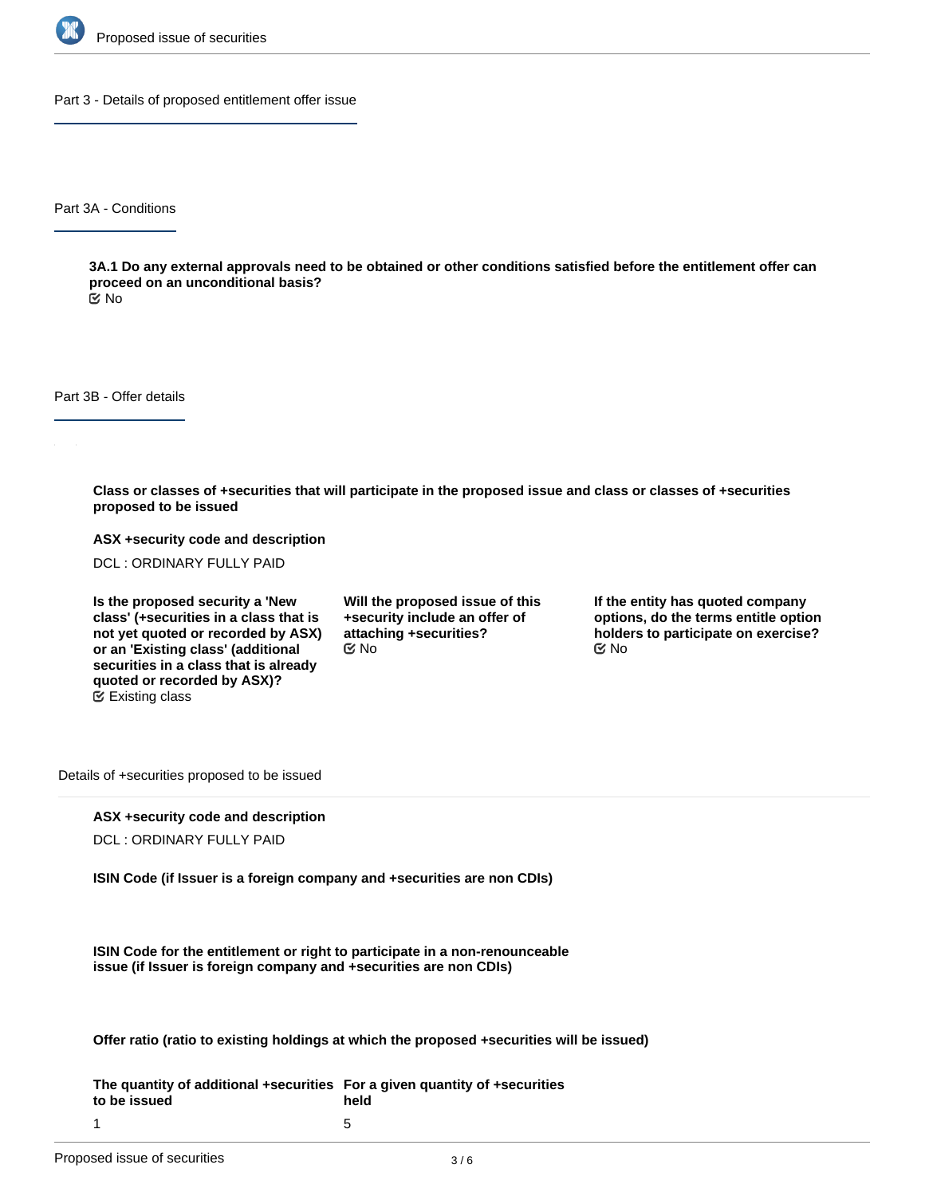## Part 3 - Details of proposed entitlement offer issue

### Part 3A - Conditions

**3A.1 Do any external approvals need to be obtained or other conditions satisfied before the entitlement offer can proceed on an unconditional basis?**

No

### Part 3B - Offer details

**Class or classes of +securities that will participate in the proposed issue and class or classes of +securities proposed to be issued**

**ASX +security code and description**

DCL : ORDINARY FULLY PAID

**Is the proposed security a 'New class' (+securities in a class that is not yet quoted or recorded by ASX) or an 'Existing class' (additional securities in a class that is already quoted or recorded by ASX)?**

Existing class

**Will the proposed issue of this +security include an offer of attaching +securities?**

No

**If the entity has quoted company options, do the terms entitle option holders to participate on exercise?**

No

#### Details of +securities proposed to be issued

**ASX +security code and description**

DCL : ORDINARY FULLY PAID

**ISIN Code (if Issuer is a foreign company and +securities are non CDIs)**

**ISIN Code for the entitlement or right to participate in a non-renounceable issue (if Issuer is foreign company and +securities are non CDIs)**

**Offer ratio (ratio to existing holdings at which the proposed +securities will be issued)**

| The quantity of additional +securities to be issued | For a given quantity of +securities held |
|---|---|
| 1 | 5 |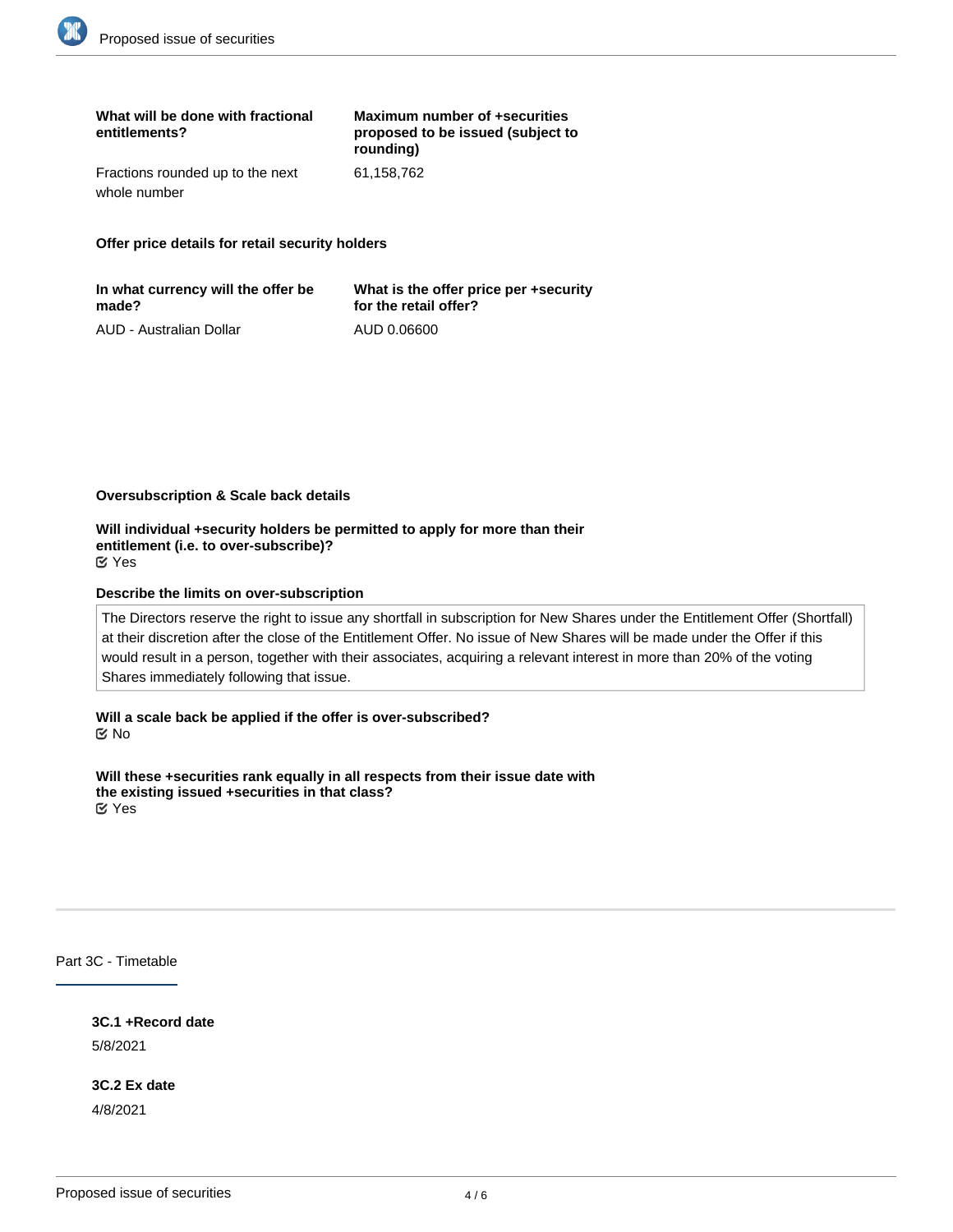| What will be done with fractional entitlements? | Maximum number of +securities proposed to be issued (subject to rounding) |
| --- | --- |
| Fractions rounded up to the next whole number | 61,158,762 |

**Offer price details for retail security holders**

| In what currency will the offer be made? | What is the offer price per +security for the retail offer? |
| --- | --- |
| AUD - Australian Dollar | AUD 0.06600 |

**Oversubscription & Scale back details**

**Will individual +security holders be permitted to apply for more than their entitlement (i.e. to over-subscribe)?**
☑ Yes

**Describe the limits on over-subscription**

The Directors reserve the right to issue any shortfall in subscription for New Shares under the Entitlement Offer (Shortfall) at their discretion after the close of the Entitlement Offer. No issue of New Shares will be made under the Offer if this would result in a person, together with their associates, acquiring a relevant interest in more than 20% of the voting Shares immediately following that issue.

**Will a scale back be applied if the offer is over-subscribed?**
☑ No

**Will these +securities rank equally in all respects from their issue date with the existing issued +securities in that class?**
☑ Yes

## Part 3C - Timetable

**3C.1 +Record date**

5/8/2021

**3C.2 Ex date**

4/8/2021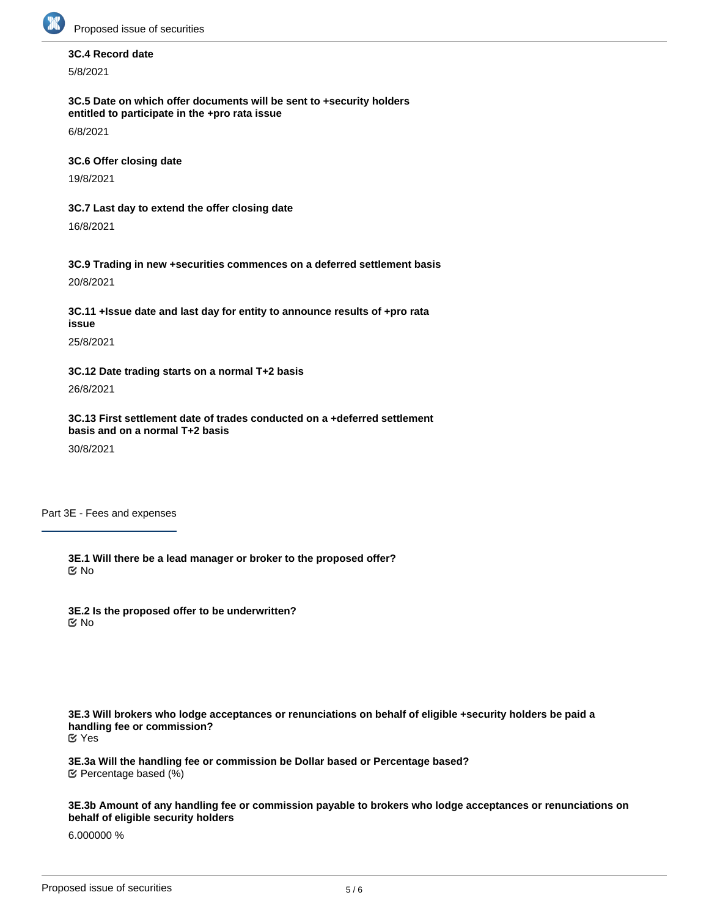**3C.4 Record date**

5/8/2021

**3C.5 Date on which offer documents will be sent to +security holders entitled to participate in the +pro rata issue**

6/8/2021

**3C.6 Offer closing date**

19/8/2021

**3C.7 Last day to extend the offer closing date**

16/8/2021

**3C.9 Trading in new +securities commences on a deferred settlement basis**

20/8/2021

**3C.11 +Issue date and last day for entity to announce results of +pro rata issue**

25/8/2021

**3C.12 Date trading starts on a normal T+2 basis**

26/8/2021

**3C.13 First settlement date of trades conducted on a +deferred settlement basis and on a normal T+2 basis**

30/8/2021

## Part 3E - Fees and expenses

**3E.1 Will there be a lead manager or broker to the proposed offer?**
☑ No

**3E.2 Is the proposed offer to be underwritten?**
☑ No

**3E.3 Will brokers who lodge acceptances or renunciations on behalf of eligible +security holders be paid a handling fee or commission?**
☑ Yes

**3E.3a Will the handling fee or commission be Dollar based or Percentage based?**
☑ Percentage based (%)

**3E.3b Amount of any handling fee or commission payable to brokers who lodge acceptances or renunciations on behalf of eligible security holders**

6.000000 %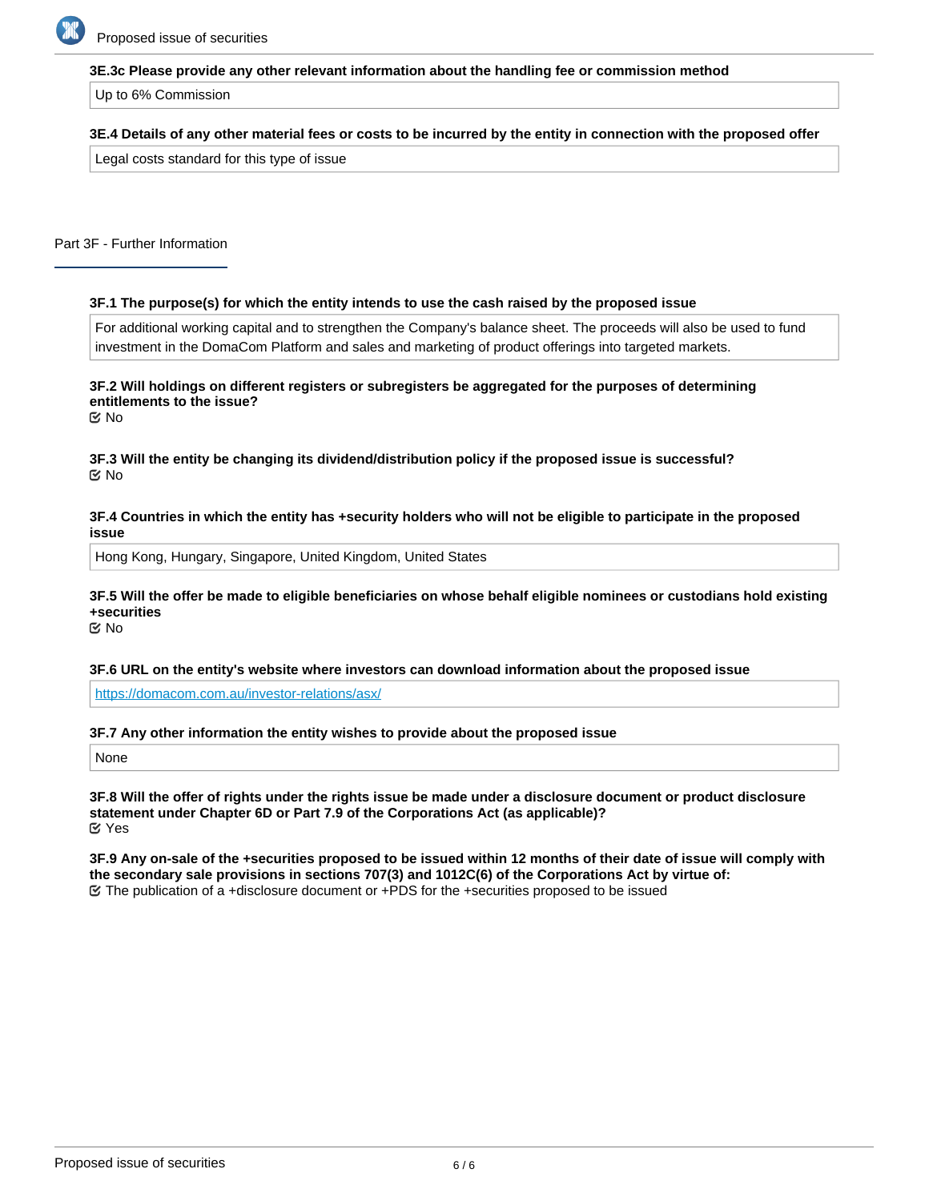**3E.3c Please provide any other relevant information about the handling fee or commission method**

Up to 6% Commission

**3E.4 Details of any other material fees or costs to be incurred by the entity in connection with the proposed offer**

Legal costs standard for this type of issue

## Part 3F - Further Information

**3F.1 The purpose(s) for which the entity intends to use the cash raised by the proposed issue**

For additional working capital and to strengthen the Company's balance sheet. The proceeds will also be used to fund investment in the DomaCom Platform and sales and marketing of product offerings into targeted markets.

**3F.2 Will holdings on different registers or subregisters be aggregated for the purposes of determining entitlements to the issue?**

☑ No

**3F.3 Will the entity be changing its dividend/distribution policy if the proposed issue is successful?**

☑ No

**3F.4 Countries in which the entity has +security holders who will not be eligible to participate in the proposed issue**

Hong Kong, Hungary, Singapore, United Kingdom, United States

**3F.5 Will the offer be made to eligible beneficiaries on whose behalf eligible nominees or custodians hold existing +securities**

☑ No

**3F.6 URL on the entity's website where investors can download information about the proposed issue**

https://domacom.com.au/investor-relations/asx/

**3F.7 Any other information the entity wishes to provide about the proposed issue**

None

**3F.8 Will the offer of rights under the rights issue be made under a disclosure document or product disclosure statement under Chapter 6D or Part 7.9 of the Corporations Act (as applicable)?**

☑ Yes

**3F.9 Any on-sale of the +securities proposed to be issued within 12 months of their date of issue will comply with the secondary sale provisions in sections 707(3) and 1012C(6) of the Corporations Act by virtue of:**

☑ The publication of a +disclosure document or +PDS for the +securities proposed to be issued